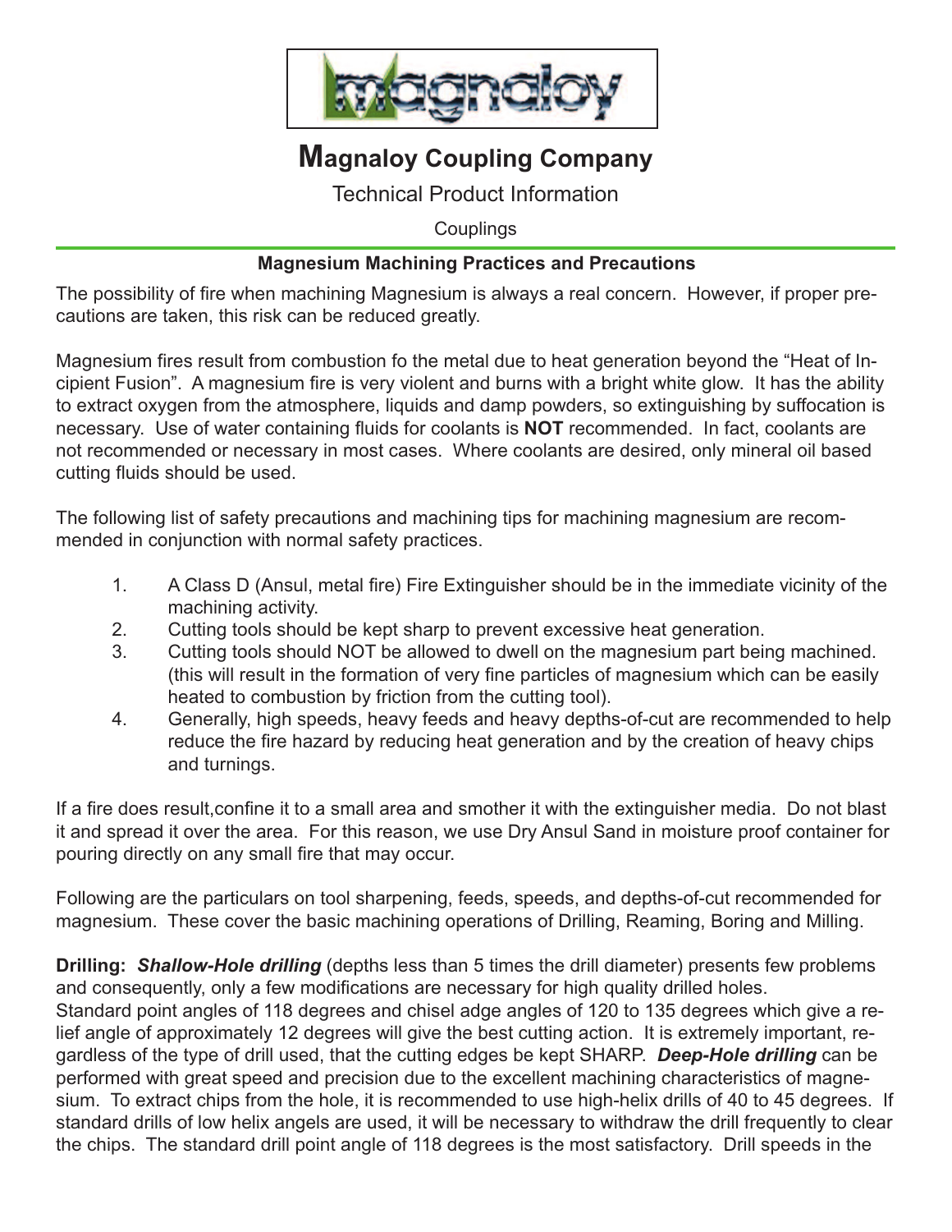# Magnaloy Coupling Company

Technical Product Information

Couplings

### Magnesium Machining Practices and Precautions

The possibility of fire when machining Magnesium is always a real concern. However, if proper precautions are taken, this risk can be reduced greatly.

Magnesium fires result from combustion fo the metal due to heat generation beyond the "Heat of Incipient Fusion". A magnesium fire is very violent and burns with a bright white glow. It has the ability to extract oxygen from the atmosphere, liquids and damp powders, so extinguishing by suffocation is necessary. Use of water containing fluids for coolants is **NOT** recommended. In fact, coolants are not recommended or necessary in most cases. Where coolants are desired, only mineral oil based cutting fluids should be used.

The following list of safety precautions and machining tips for machining magnesium are recommended in conjunction with normal safety practices.

1. A Class D (Ansul, metal fire) Fire Extinguisher should be in the immediate vicinity of the machining activity.
2. Cutting tools should be kept sharp to prevent excessive heat generation.
3. Cutting tools should NOT be allowed to dwell on the magnesium part being machined. (this will result in the formation of very fine particles of magnesium which can be easily heated to combustion by friction from the cutting tool).
4. Generally, high speeds, heavy feeds and heavy depths-of-cut are recommended to help reduce the fire hazard by reducing heat generation and by the creation of heavy chips and turnings.

If a fire does result,confine it to a small area and smother it with the extinguisher media. Do not blast it and spread it over the area. For this reason, we use Dry Ansul Sand in moisture proof container for pouring directly on any small fire that may occur.

Following are the particulars on tool sharpening, feeds, speeds, and depths-of-cut recommended for magnesium. These cover the basic machining operations of Drilling, Reaming, Boring and Milling.

**Drilling:** ***Shallow-Hole drilling*** (depths less than 5 times the drill diameter) presents few problems and consequently, only a few modifications are necessary for high quality drilled holes. Standard point angles of 118 degrees and chisel adge angles of 120 to 135 degrees which give a relief angle of approximately 12 degrees will give the best cutting action. It is extremely important, regardless of the type of drill used, that the cutting edges be kept SHARP. ***Deep-Hole drilling*** can be performed with great speed and precision due to the excellent machining characteristics of magnesium. To extract chips from the hole, it is recommended to use high-helix drills of 40 to 45 degrees. If standard drills of low helix angels are used, it will be necessary to withdraw the drill frequently to clear the chips. The standard drill point angle of 118 degrees is the most satisfactory. Drill speeds in the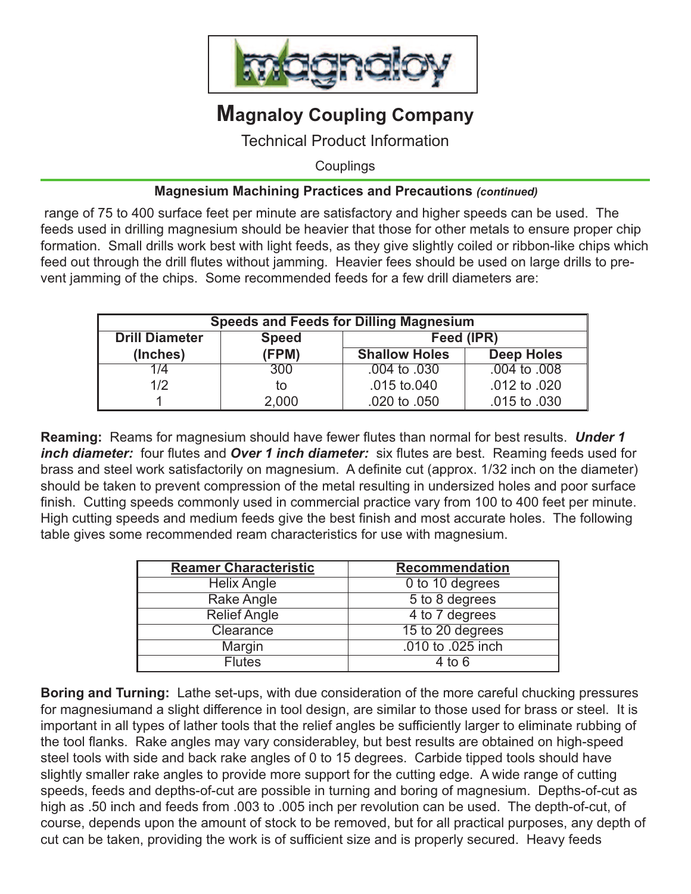# Magnaloy Coupling Company

Technical Product Information

Couplings

## Magnesium Machining Practices and Precautions *(continued)*

range of 75 to 400 surface feet per minute are satisfactory and higher speeds can be used. The feeds used in drilling magnesium should be heavier that those for other metals to ensure proper chip formation. Small drills work best with light feeds, as they give slightly coiled or ribbon-like chips which feed out through the drill flutes without jamming. Heavier fees should be used on large drills to prevent jamming of the chips. Some recommended feeds for a few drill diameters are:

| Speeds and Feeds for Dilling Magnesium | | | |
|---|---|---|---|
| **Drill Diameter (Inches)** | **Speed (FPM)** | **Feed (IPR)** | |
| | | **Shallow Holes** | **Deep Holes** |
| 1/4 | 300 | .004 to .030 | .004 to .008 |
| 1/2 | to | .015 to.040 | .012 to .020 |
| 1 | 2,000 | .020 to .050 | .015 to .030 |

**Reaming:** Reams for magnesium should have fewer flutes than normal for best results. ***Under 1 inch diameter:*** four flutes and ***Over 1 inch diameter:*** six flutes are best. Reaming feeds used for brass and steel work satisfactorily on magnesium. A definite cut (approx. 1/32 inch on the diameter) should be taken to prevent compression of the metal resulting in undersized holes and poor surface finish. Cutting speeds commonly used in commercial practice vary from 100 to 400 feet per minute. High cutting speeds and medium feeds give the best finish and most accurate holes. The following table gives some recommended ream characteristics for use with magnesium.

| Reamer Characteristic | Recommendation |
|---|---|
| Helix Angle | 0 to 10 degrees |
| Rake Angle | 5 to 8 degrees |
| Relief Angle | 4 to 7 degrees |
| Clearance | 15 to 20 degrees |
| Margin | .010 to .025 inch |
| Flutes | 4 to 6 |

**Boring and Turning:** Lathe set-ups, with due consideration of the more careful chucking pressures for magnesiumand a slight difference in tool design, are similar to those used for brass or steel. It is important in all types of lather tools that the relief angles be sufficiently larger to eliminate rubbing of the tool flanks. Rake angles may vary considerabley, but best results are obtained on high-speed steel tools with side and back rake angles of 0 to 15 degrees. Carbide tipped tools should have slightly smaller rake angles to provide more support for the cutting edge. A wide range of cutting speeds, feeds and depths-of-cut are possible in turning and boring of magnesium. Depths-of-cut as high as .50 inch and feeds from .003 to .005 inch per revolution can be used. The depth-of-cut, of course, depends upon the amount of stock to be removed, but for all practical purposes, any depth of cut can be taken, providing the work is of sufficient size and is properly secured. Heavy feeds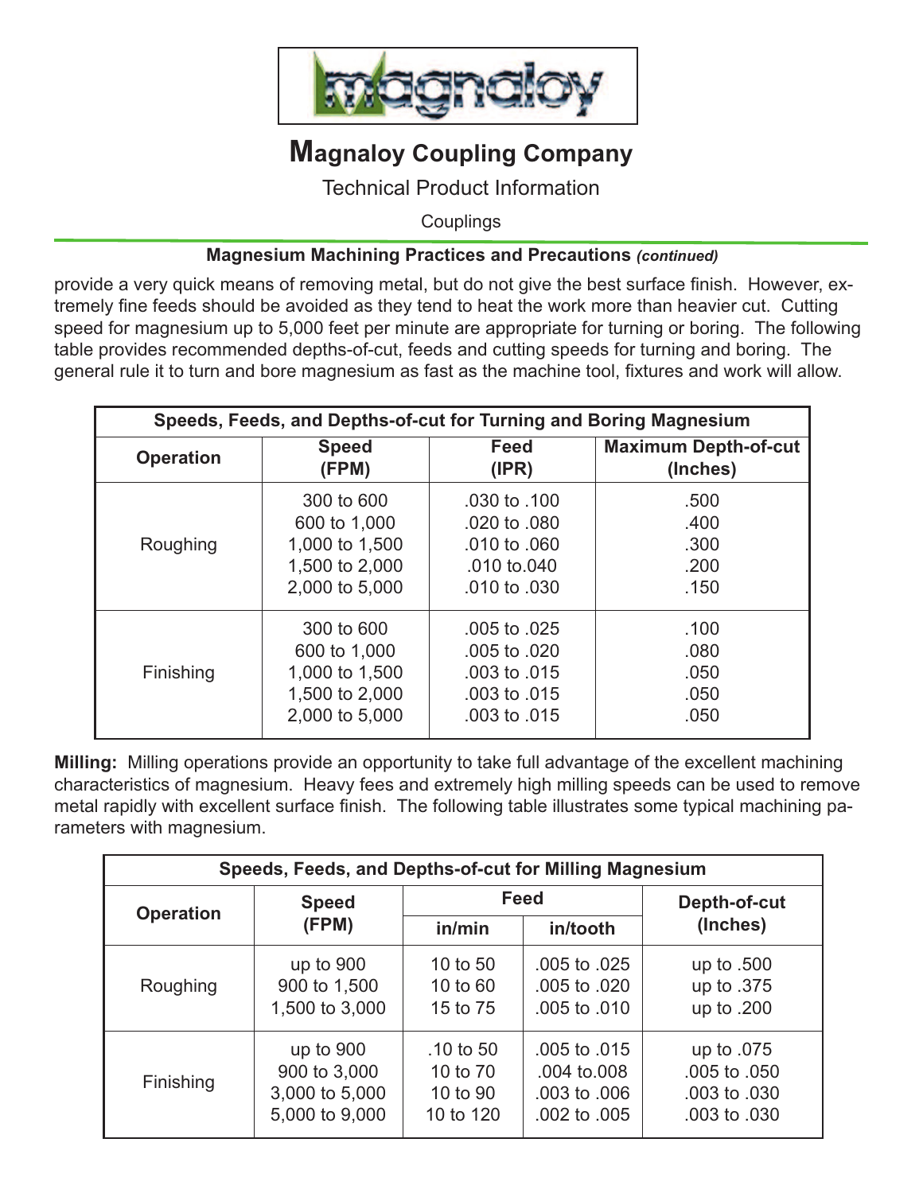# Magnaloy Coupling Company

Technical Product Information

Couplings

### Magnesium Machining Practices and Precautions *(continued)*

provide a very quick means of removing metal, but do not give the best surface finish. However, extremely fine feeds should be avoided as they tend to heat the work more than heavier cut. Cutting speed for magnesium up to 5,000 feet per minute are appropriate for turning or boring. The following table provides recommended depths-of-cut, feeds and cutting speeds for turning and boring. The general rule it to turn and bore magnesium as fast as the machine tool, fixtures and work will allow.

| Speeds, Feeds, and Depths-of-cut for Turning and Boring Magnesium | | | |
|---|---|---|---|
| **Operation** | **Speed (FPM)** | **Feed (IPR)** | **Maximum Depth-of-cut (Inches)** |
| Roughing | 300 to 600 | .030 to .100 | .500 |
| | 600 to 1,000 | .020 to .080 | .400 |
| | 1,000 to 1,500 | .010 to .060 | .300 |
| | 1,500 to 2,000 | .010 to.040 | .200 |
| | 2,000 to 5,000 | .010 to .030 | .150 |
| Finishing | 300 to 600 | .005 to .025 | .100 |
| | 600 to 1,000 | .005 to .020 | .080 |
| | 1,000 to 1,500 | .003 to .015 | .050 |
| | 1,500 to 2,000 | .003 to .015 | .050 |
| | 2,000 to 5,000 | .003 to .015 | .050 |

**Milling:** Milling operations provide an opportunity to take full advantage of the excellent machining characteristics of magnesium. Heavy fees and extremely high milling speeds can be used to remove metal rapidly with excellent surface finish. The following table illustrates some typical machining parameters with magnesium.

| Speeds, Feeds, and Depths-of-cut for Milling Magnesium | | | | |
|---|---|---|---|---|
| **Operation** | **Speed (FPM)** | **Feed** | | **Depth-of-cut (Inches)** |
| | | **in/min** | **in/tooth** | |
| Roughing | up to 900 | 10 to 50 | .005 to .025 | up to .500 |
| | 900 to 1,500 | 10 to 60 | .005 to .020 | up to .375 |
| | 1,500 to 3,000 | 15 to 75 | .005 to .010 | up to .200 |
| Finishing | up to 900 | .10 to 50 | .005 to .015 | up to .075 |
| | 900 to 3,000 | 10 to 70 | .004 to.008 | .005 to .050 |
| | 3,000 to 5,000 | 10 to 90 | .003 to .006 | .003 to .030 |
| | 5,000 to 9,000 | 10 to 120 | .002 to .005 | .003 to .030 |